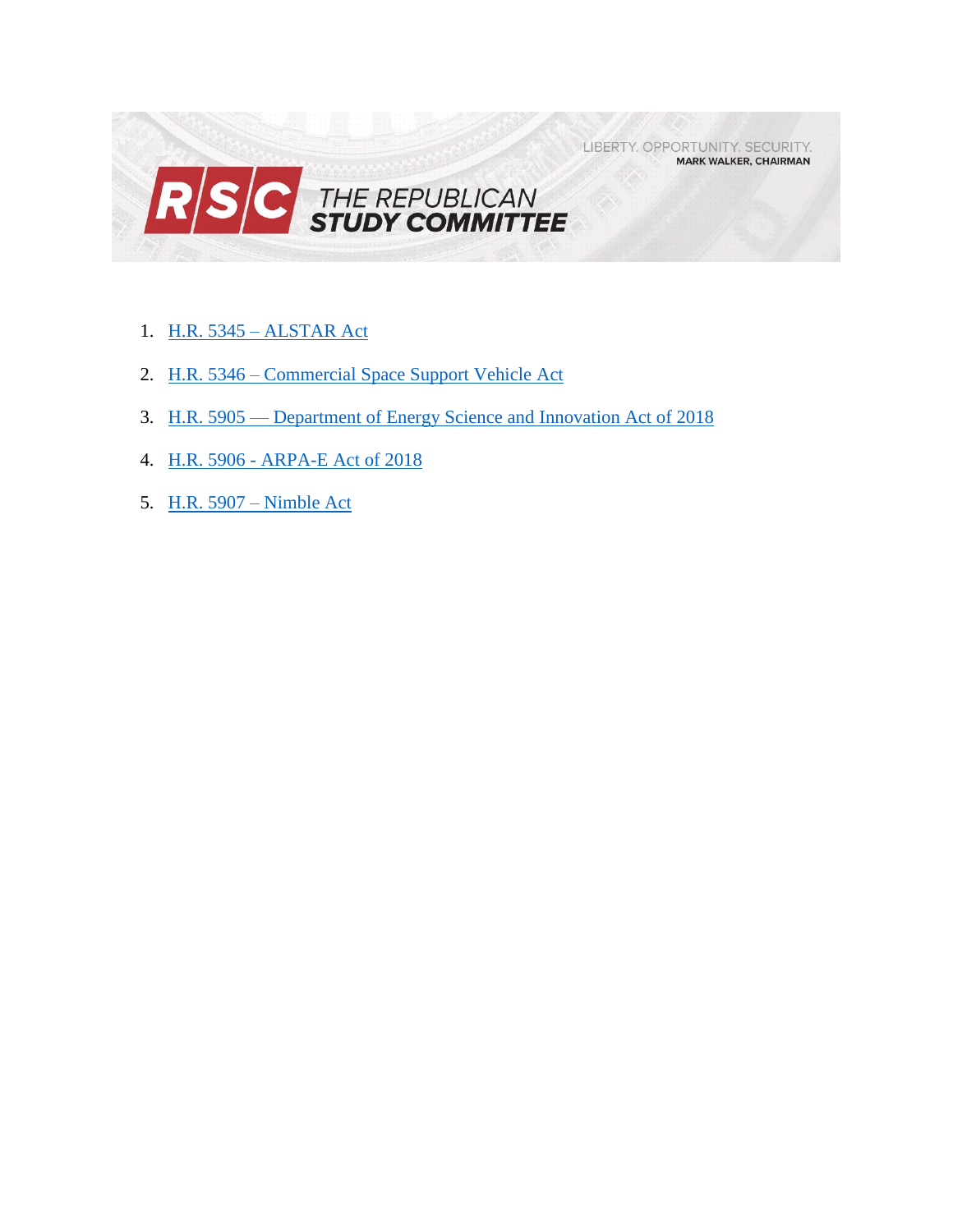LIBERTY. OPPORTUNITY. SECURITY.
**MARK WALKER, CHAIRMAN**

# RSC THE REPUBLICAN STUDY COMMITTEE

1. H.R. 5345 – ALSTAR Act
2. H.R. 5346 – Commercial Space Support Vehicle Act
3. H.R. 5905 — Department of Energy Science and Innovation Act of 2018
4. H.R. 5906 - ARPA-E Act of 2018
5. H.R. 5907 – Nimble Act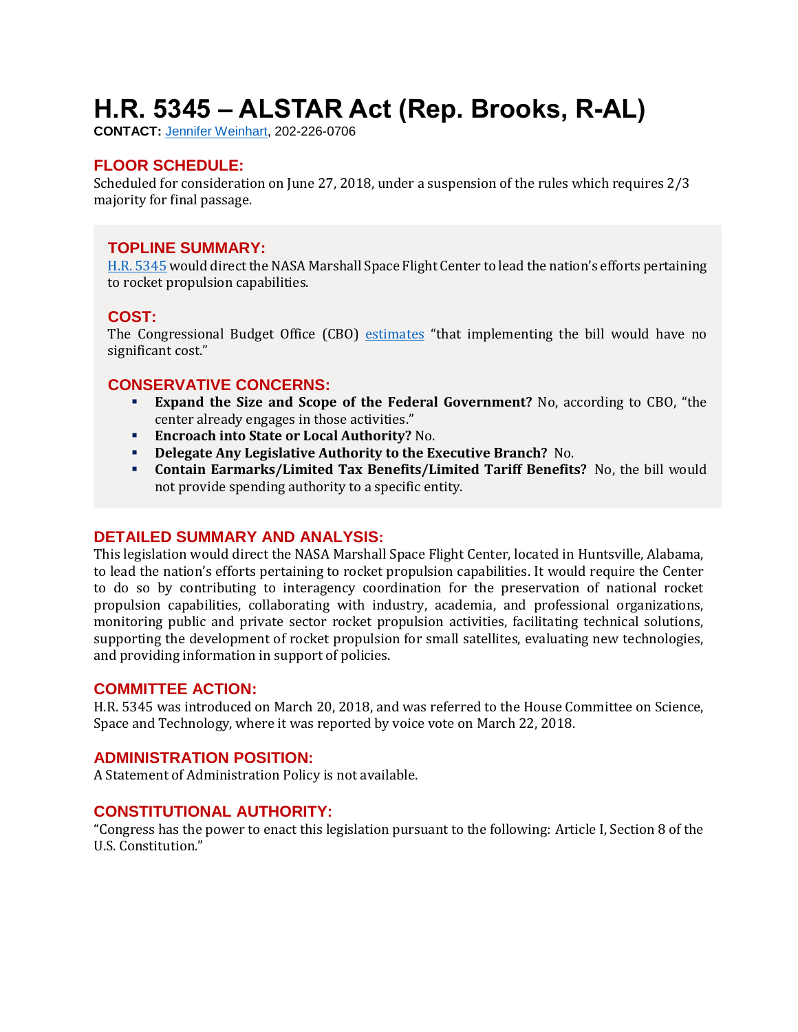# H.R. 5345 – ALSTAR Act (Rep. Brooks, R-AL)

**CONTACT:** Jennifer Weinhart, 202-226-0706

## FLOOR SCHEDULE:

Scheduled for consideration on June 27, 2018, under a suspension of the rules which requires 2/3 majority for final passage.

## TOPLINE SUMMARY:

H.R. 5345 would direct the NASA Marshall Space Flight Center to lead the nation's efforts pertaining to rocket propulsion capabilities.

## COST:

The Congressional Budget Office (CBO) estimates "that implementing the bill would have no significant cost."

## CONSERVATIVE CONCERNS:

- **Expand the Size and Scope of the Federal Government?** No, according to CBO, "the center already engages in those activities."
- **Encroach into State or Local Authority?** No.
- **Delegate Any Legislative Authority to the Executive Branch?** No.
- **Contain Earmarks/Limited Tax Benefits/Limited Tariff Benefits?** No, the bill would not provide spending authority to a specific entity.

## DETAILED SUMMARY AND ANALYSIS:

This legislation would direct the NASA Marshall Space Flight Center, located in Huntsville, Alabama, to lead the nation's efforts pertaining to rocket propulsion capabilities. It would require the Center to do so by contributing to interagency coordination for the preservation of national rocket propulsion capabilities, collaborating with industry, academia, and professional organizations, monitoring public and private sector rocket propulsion activities, facilitating technical solutions, supporting the development of rocket propulsion for small satellites, evaluating new technologies, and providing information in support of policies.

## COMMITTEE ACTION:

H.R. 5345 was introduced on March 20, 2018, and was referred to the House Committee on Science, Space and Technology, where it was reported by voice vote on March 22, 2018.

## ADMINISTRATION POSITION:

A Statement of Administration Policy is not available.

## CONSTITUTIONAL AUTHORITY:

"Congress has the power to enact this legislation pursuant to the following: Article I, Section 8 of the U.S. Constitution."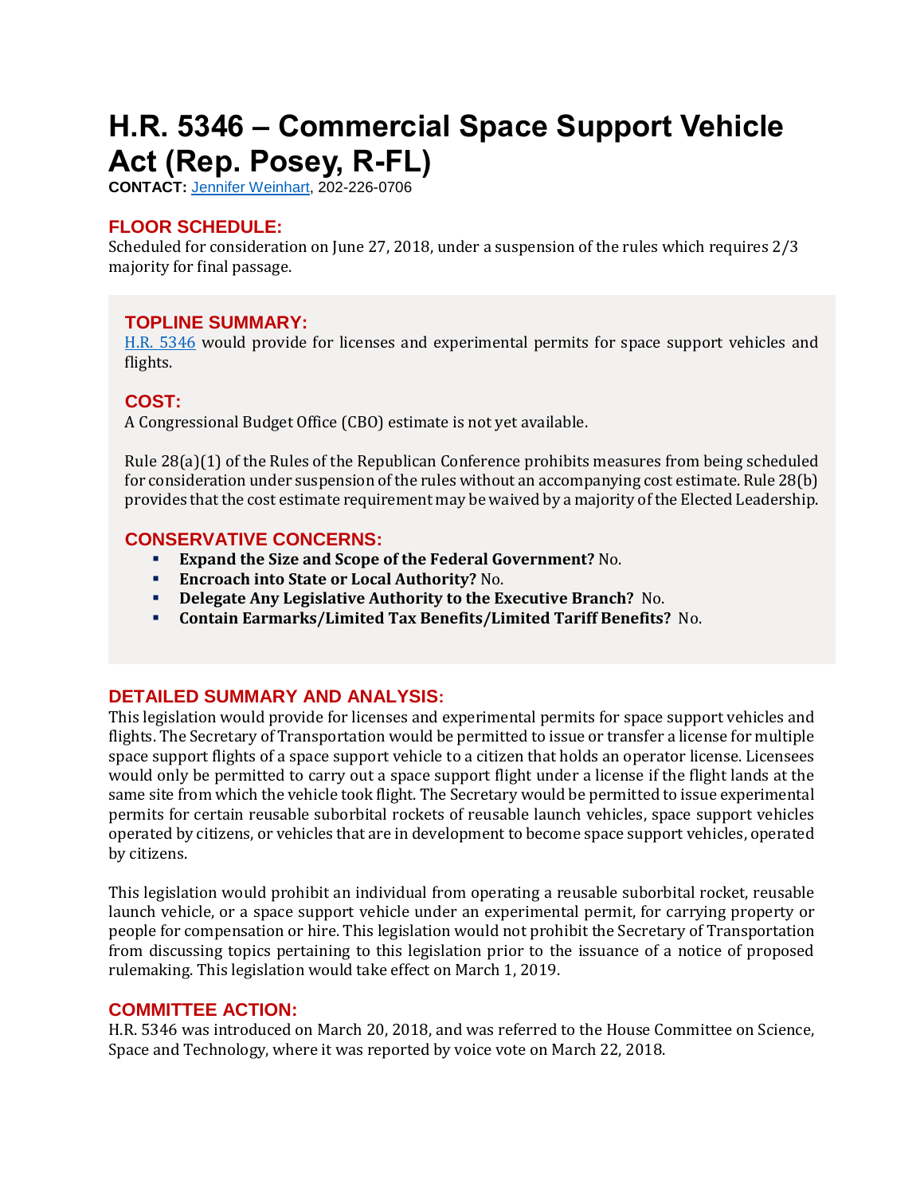# H.R. 5346 – Commercial Space Support Vehicle Act (Rep. Posey, R-FL)

**CONTACT:** Jennifer Weinhart, 202-226-0706

## FLOOR SCHEDULE:

Scheduled for consideration on June 27, 2018, under a suspension of the rules which requires 2/3 majority for final passage.

## TOPLINE SUMMARY:

H.R. 5346 would provide for licenses and experimental permits for space support vehicles and flights.

## COST:

A Congressional Budget Office (CBO) estimate is not yet available.

Rule 28(a)(1) of the Rules of the Republican Conference prohibits measures from being scheduled for consideration under suspension of the rules without an accompanying cost estimate. Rule 28(b) provides that the cost estimate requirement may be waived by a majority of the Elected Leadership.

## CONSERVATIVE CONCERNS:

- **Expand the Size and Scope of the Federal Government?** No.
- **Encroach into State or Local Authority?** No.
- **Delegate Any Legislative Authority to the Executive Branch?** No.
- **Contain Earmarks/Limited Tax Benefits/Limited Tariff Benefits?** No.

## DETAILED SUMMARY AND ANALYSIS:

This legislation would provide for licenses and experimental permits for space support vehicles and flights. The Secretary of Transportation would be permitted to issue or transfer a license for multiple space support flights of a space support vehicle to a citizen that holds an operator license. Licensees would only be permitted to carry out a space support flight under a license if the flight lands at the same site from which the vehicle took flight. The Secretary would be permitted to issue experimental permits for certain reusable suborbital rockets of reusable launch vehicles, space support vehicles operated by citizens, or vehicles that are in development to become space support vehicles, operated by citizens.

This legislation would prohibit an individual from operating a reusable suborbital rocket, reusable launch vehicle, or a space support vehicle under an experimental permit, for carrying property or people for compensation or hire. This legislation would not prohibit the Secretary of Transportation from discussing topics pertaining to this legislation prior to the issuance of a notice of proposed rulemaking. This legislation would take effect on March 1, 2019.

## COMMITTEE ACTION:

H.R. 5346 was introduced on March 20, 2018, and was referred to the House Committee on Science, Space and Technology, where it was reported by voice vote on March 22, 2018.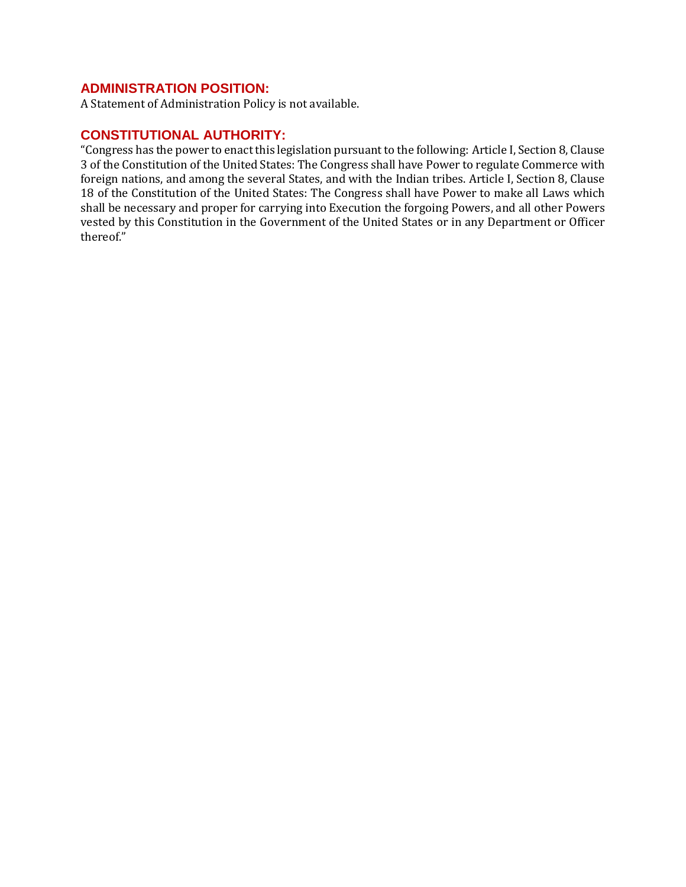## ADMINISTRATION POSITION:

A Statement of Administration Policy is not available.

## CONSTITUTIONAL AUTHORITY:

"Congress has the power to enact this legislation pursuant to the following: Article I, Section 8, Clause 3 of the Constitution of the United States: The Congress shall have Power to regulate Commerce with foreign nations, and among the several States, and with the Indian tribes. Article I, Section 8, Clause 18 of the Constitution of the United States: The Congress shall have Power to make all Laws which shall be necessary and proper for carrying into Execution the forgoing Powers, and all other Powers vested by this Constitution in the Government of the United States or in any Department or Officer thereof."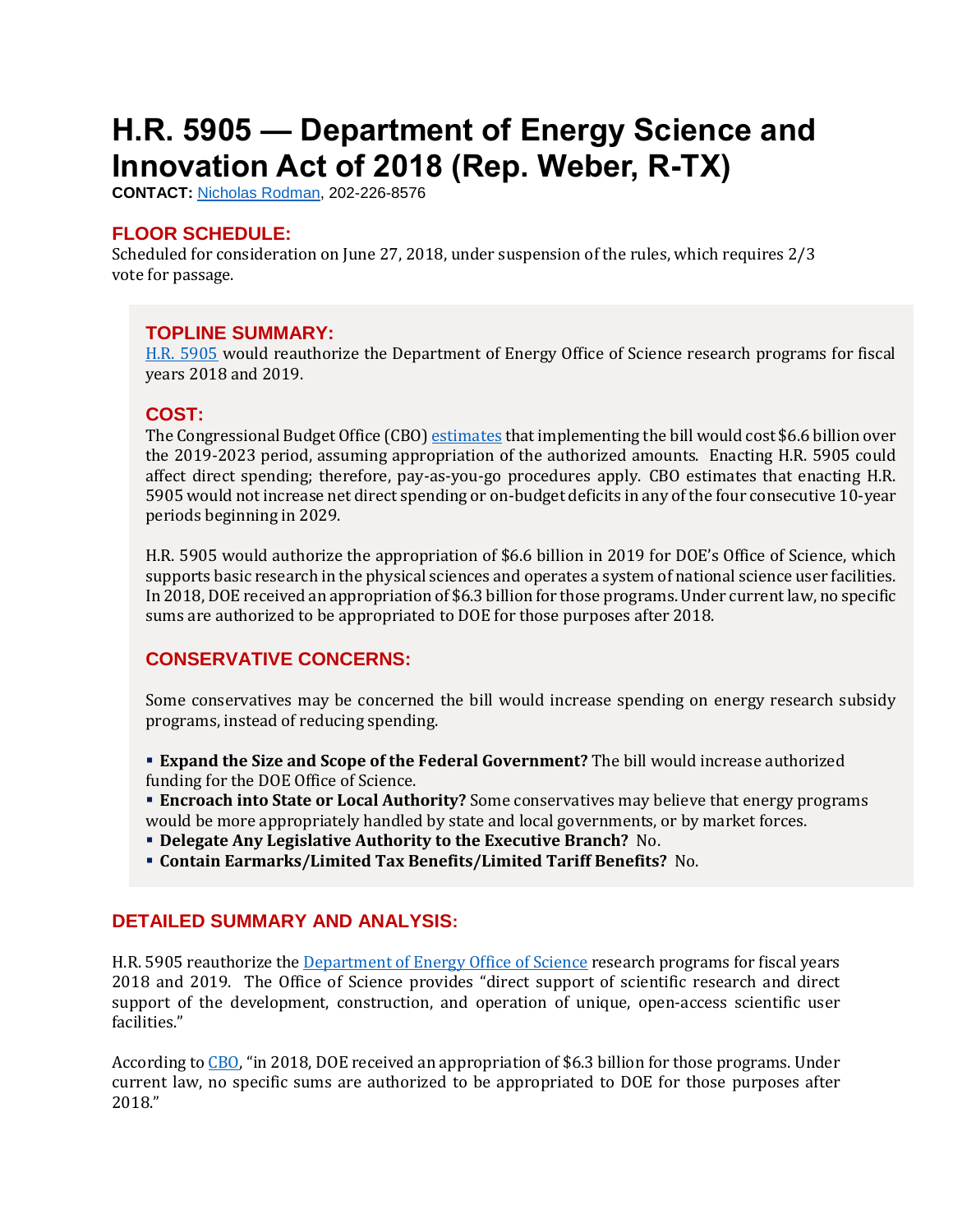# H.R. 5905 — Department of Energy Science and Innovation Act of 2018 (Rep. Weber, R-TX)

**CONTACT:** Nicholas Rodman, 202-226-8576

## FLOOR SCHEDULE:

Scheduled for consideration on June 27, 2018, under suspension of the rules, which requires 2/3 vote for passage.

## TOPLINE SUMMARY:

H.R. 5905 would reauthorize the Department of Energy Office of Science research programs for fiscal years 2018 and 2019.

## COST:

The Congressional Budget Office (CBO) estimates that implementing the bill would cost $6.6 billion over the 2019-2023 period, assuming appropriation of the authorized amounts. Enacting H.R. 5905 could affect direct spending; therefore, pay-as-you-go procedures apply. CBO estimates that enacting H.R. 5905 would not increase net direct spending or on-budget deficits in any of the four consecutive 10-year periods beginning in 2029.

H.R. 5905 would authorize the appropriation of $6.6 billion in 2019 for DOE's Office of Science, which supports basic research in the physical sciences and operates a system of national science user facilities. In 2018, DOE received an appropriation of $6.3 billion for those programs. Under current law, no specific sums are authorized to be appropriated to DOE for those purposes after 2018.

## CONSERVATIVE CONCERNS:

Some conservatives may be concerned the bill would increase spending on energy research subsidy programs, instead of reducing spending.

- **Expand the Size and Scope of the Federal Government?** The bill would increase authorized funding for the DOE Office of Science.
- **Encroach into State or Local Authority?** Some conservatives may believe that energy programs would be more appropriately handled by state and local governments, or by market forces.
- **Delegate Any Legislative Authority to the Executive Branch?** No.
- **Contain Earmarks/Limited Tax Benefits/Limited Tariff Benefits?** No.

## DETAILED SUMMARY AND ANALYSIS:

H.R. 5905 reauthorize the Department of Energy Office of Science research programs for fiscal years 2018 and 2019. The Office of Science provides "direct support of scientific research and direct support of the development, construction, and operation of unique, open-access scientific user facilities."

According to CBO, "in 2018, DOE received an appropriation of $6.3 billion for those programs. Under current law, no specific sums are authorized to be appropriated to DOE for those purposes after 2018."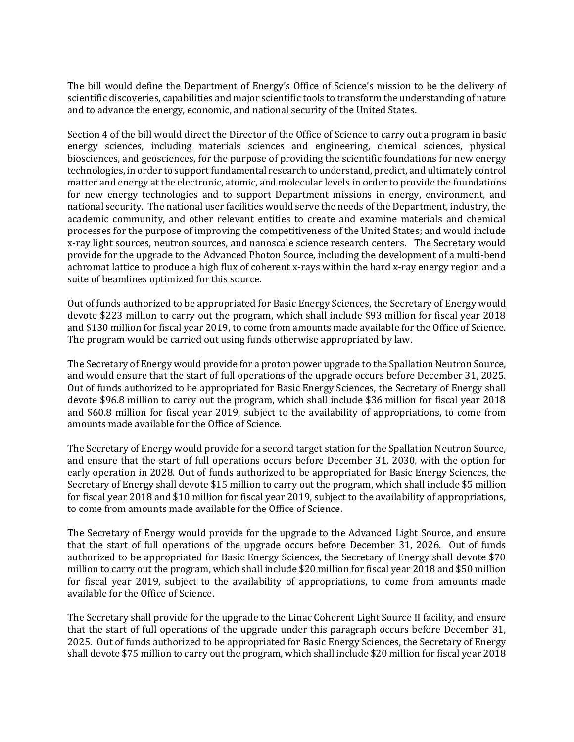The bill would define the Department of Energy's Office of Science's mission to be the delivery of scientific discoveries, capabilities and major scientific tools to transform the understanding of nature and to advance the energy, economic, and national security of the United States.

Section 4 of the bill would direct the Director of the Office of Science to carry out a program in basic energy sciences, including materials sciences and engineering, chemical sciences, physical biosciences, and geosciences, for the purpose of providing the scientific foundations for new energy technologies, in order to support fundamental research to understand, predict, and ultimately control matter and energy at the electronic, atomic, and molecular levels in order to provide the foundations for new energy technologies and to support Department missions in energy, environment, and national security. The national user facilities would serve the needs of the Department, industry, the academic community, and other relevant entities to create and examine materials and chemical processes for the purpose of improving the competitiveness of the United States; and would include x-ray light sources, neutron sources, and nanoscale science research centers. The Secretary would provide for the upgrade to the Advanced Photon Source, including the development of a multi-bend achromat lattice to produce a high flux of coherent x-rays within the hard x-ray energy region and a suite of beamlines optimized for this source.

Out of funds authorized to be appropriated for Basic Energy Sciences, the Secretary of Energy would devote $223 million to carry out the program, which shall include $93 million for fiscal year 2018 and $130 million for fiscal year 2019, to come from amounts made available for the Office of Science. The program would be carried out using funds otherwise appropriated by law.

The Secretary of Energy would provide for a proton power upgrade to the Spallation Neutron Source, and would ensure that the start of full operations of the upgrade occurs before December 31, 2025. Out of funds authorized to be appropriated for Basic Energy Sciences, the Secretary of Energy shall devote $96.8 million to carry out the program, which shall include $36 million for fiscal year 2018 and $60.8 million for fiscal year 2019, subject to the availability of appropriations, to come from amounts made available for the Office of Science.

The Secretary of Energy would provide for a second target station for the Spallation Neutron Source, and ensure that the start of full operations occurs before December 31, 2030, with the option for early operation in 2028. Out of funds authorized to be appropriated for Basic Energy Sciences, the Secretary of Energy shall devote $15 million to carry out the program, which shall include $5 million for fiscal year 2018 and $10 million for fiscal year 2019, subject to the availability of appropriations, to come from amounts made available for the Office of Science.

The Secretary of Energy would provide for the upgrade to the Advanced Light Source, and ensure that the start of full operations of the upgrade occurs before December 31, 2026. Out of funds authorized to be appropriated for Basic Energy Sciences, the Secretary of Energy shall devote $70 million to carry out the program, which shall include $20 million for fiscal year 2018 and $50 million for fiscal year 2019, subject to the availability of appropriations, to come from amounts made available for the Office of Science.

The Secretary shall provide for the upgrade to the Linac Coherent Light Source II facility, and ensure that the start of full operations of the upgrade under this paragraph occurs before December 31, 2025. Out of funds authorized to be appropriated for Basic Energy Sciences, the Secretary of Energy shall devote $75 million to carry out the program, which shall include $20 million for fiscal year 2018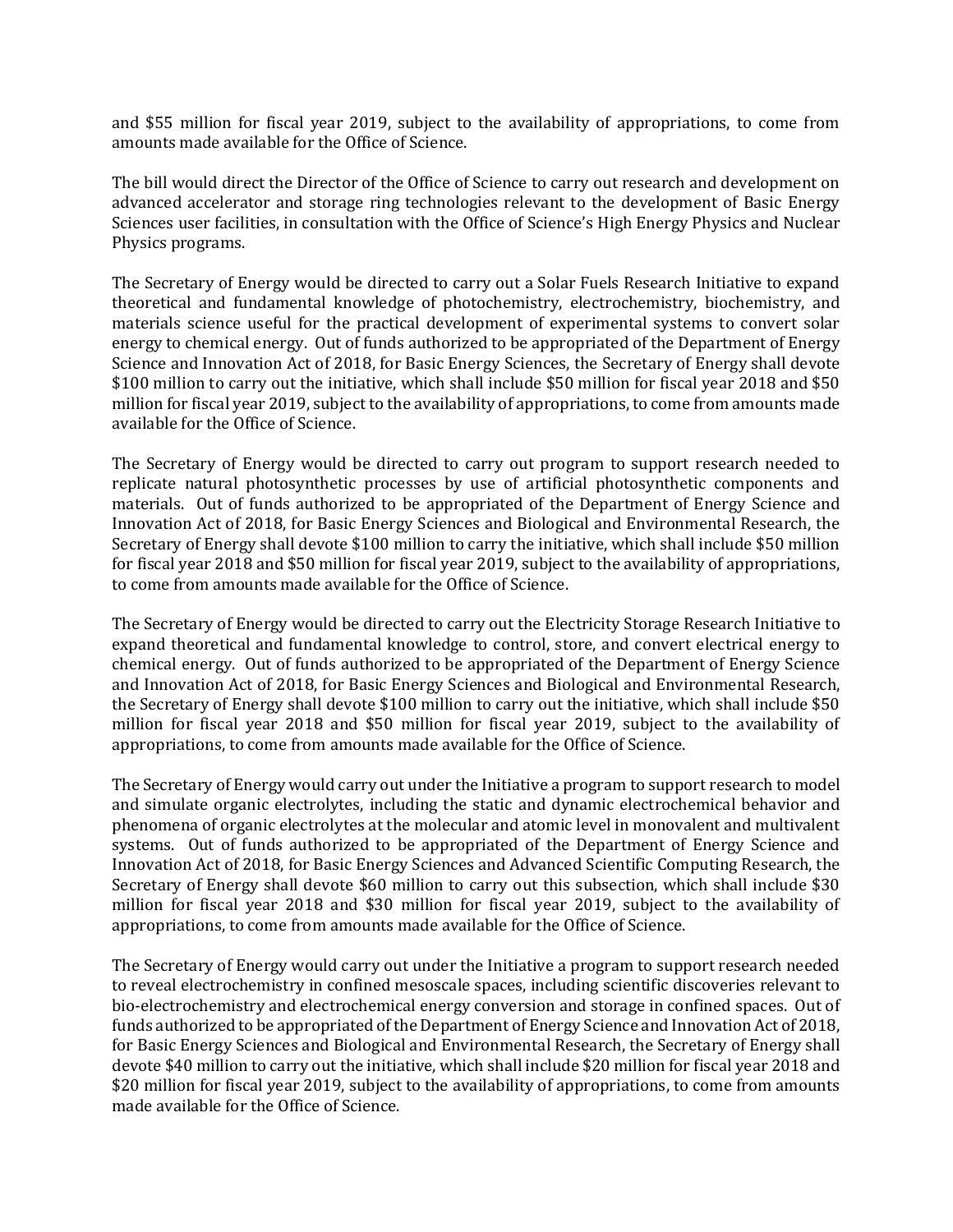and $55 million for fiscal year 2019, subject to the availability of appropriations, to come from amounts made available for the Office of Science.

The bill would direct the Director of the Office of Science to carry out research and development on advanced accelerator and storage ring technologies relevant to the development of Basic Energy Sciences user facilities, in consultation with the Office of Science's High Energy Physics and Nuclear Physics programs.

The Secretary of Energy would be directed to carry out a Solar Fuels Research Initiative to expand theoretical and fundamental knowledge of photochemistry, electrochemistry, biochemistry, and materials science useful for the practical development of experimental systems to convert solar energy to chemical energy. Out of funds authorized to be appropriated of the Department of Energy Science and Innovation Act of 2018, for Basic Energy Sciences, the Secretary of Energy shall devote $100 million to carry out the initiative, which shall include $50 million for fiscal year 2018 and $50 million for fiscal year 2019, subject to the availability of appropriations, to come from amounts made available for the Office of Science.

The Secretary of Energy would be directed to carry out program to support research needed to replicate natural photosynthetic processes by use of artificial photosynthetic components and materials. Out of funds authorized to be appropriated of the Department of Energy Science and Innovation Act of 2018, for Basic Energy Sciences and Biological and Environmental Research, the Secretary of Energy shall devote $100 million to carry the initiative, which shall include $50 million for fiscal year 2018 and $50 million for fiscal year 2019, subject to the availability of appropriations, to come from amounts made available for the Office of Science.

The Secretary of Energy would be directed to carry out the Electricity Storage Research Initiative to expand theoretical and fundamental knowledge to control, store, and convert electrical energy to chemical energy. Out of funds authorized to be appropriated of the Department of Energy Science and Innovation Act of 2018, for Basic Energy Sciences and Biological and Environmental Research, the Secretary of Energy shall devote $100 million to carry out the initiative, which shall include $50 million for fiscal year 2018 and $50 million for fiscal year 2019, subject to the availability of appropriations, to come from amounts made available for the Office of Science.

The Secretary of Energy would carry out under the Initiative a program to support research to model and simulate organic electrolytes, including the static and dynamic electrochemical behavior and phenomena of organic electrolytes at the molecular and atomic level in monovalent and multivalent systems. Out of funds authorized to be appropriated of the Department of Energy Science and Innovation Act of 2018, for Basic Energy Sciences and Advanced Scientific Computing Research, the Secretary of Energy shall devote $60 million to carry out this subsection, which shall include $30 million for fiscal year 2018 and $30 million for fiscal year 2019, subject to the availability of appropriations, to come from amounts made available for the Office of Science.

The Secretary of Energy would carry out under the Initiative a program to support research needed to reveal electrochemistry in confined mesoscale spaces, including scientific discoveries relevant to bio-electrochemistry and electrochemical energy conversion and storage in confined spaces. Out of funds authorized to be appropriated of the Department of Energy Science and Innovation Act of 2018, for Basic Energy Sciences and Biological and Environmental Research, the Secretary of Energy shall devote $40 million to carry out the initiative, which shall include $20 million for fiscal year 2018 and $20 million for fiscal year 2019, subject to the availability of appropriations, to come from amounts made available for the Office of Science.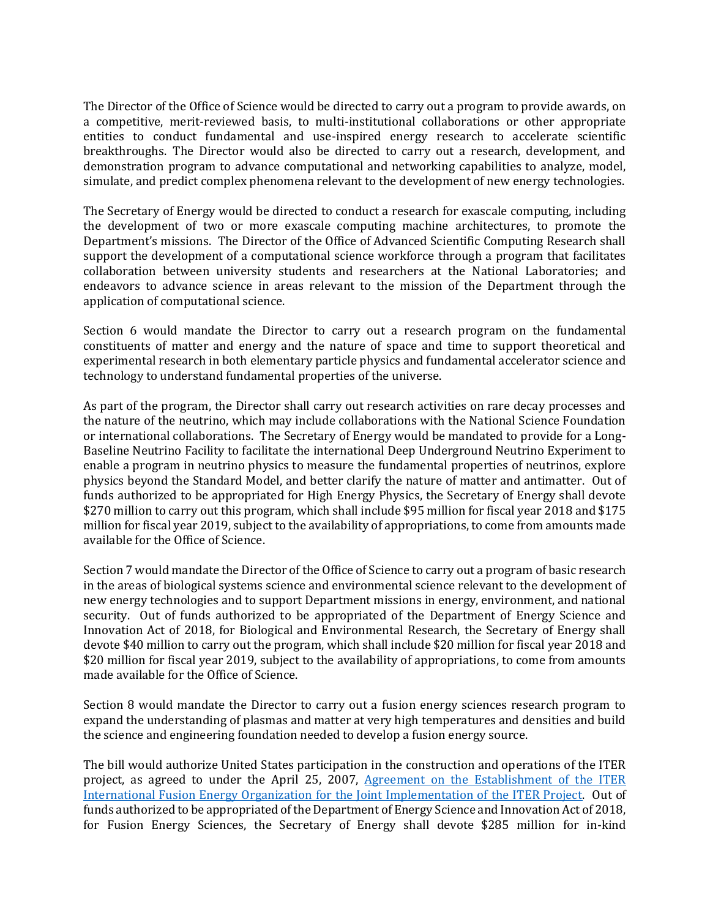The Director of the Office of Science would be directed to carry out a program to provide awards, on a competitive, merit-reviewed basis, to multi-institutional collaborations or other appropriate entities to conduct fundamental and use-inspired energy research to accelerate scientific breakthroughs. The Director would also be directed to carry out a research, development, and demonstration program to advance computational and networking capabilities to analyze, model, simulate, and predict complex phenomena relevant to the development of new energy technologies.

The Secretary of Energy would be directed to conduct a research for exascale computing, including the development of two or more exascale computing machine architectures, to promote the Department's missions. The Director of the Office of Advanced Scientific Computing Research shall support the development of a computational science workforce through a program that facilitates collaboration between university students and researchers at the National Laboratories; and endeavors to advance science in areas relevant to the mission of the Department through the application of computational science.

Section 6 would mandate the Director to carry out a research program on the fundamental constituents of matter and energy and the nature of space and time to support theoretical and experimental research in both elementary particle physics and fundamental accelerator science and technology to understand fundamental properties of the universe.

As part of the program, the Director shall carry out research activities on rare decay processes and the nature of the neutrino, which may include collaborations with the National Science Foundation or international collaborations. The Secretary of Energy would be mandated to provide for a Long-Baseline Neutrino Facility to facilitate the international Deep Underground Neutrino Experiment to enable a program in neutrino physics to measure the fundamental properties of neutrinos, explore physics beyond the Standard Model, and better clarify the nature of matter and antimatter. Out of funds authorized to be appropriated for High Energy Physics, the Secretary of Energy shall devote $270 million to carry out this program, which shall include $95 million for fiscal year 2018 and $175 million for fiscal year 2019, subject to the availability of appropriations, to come from amounts made available for the Office of Science.

Section 7 would mandate the Director of the Office of Science to carry out a program of basic research in the areas of biological systems science and environmental science relevant to the development of new energy technologies and to support Department missions in energy, environment, and national security. Out of funds authorized to be appropriated of the Department of Energy Science and Innovation Act of 2018, for Biological and Environmental Research, the Secretary of Energy shall devote $40 million to carry out the program, which shall include $20 million for fiscal year 2018 and $20 million for fiscal year 2019, subject to the availability of appropriations, to come from amounts made available for the Office of Science.

Section 8 would mandate the Director to carry out a fusion energy sciences research program to expand the understanding of plasmas and matter at very high temperatures and densities and build the science and engineering foundation needed to develop a fusion energy source.

The bill would authorize United States participation in the construction and operations of the ITER project, as agreed to under the April 25, 2007, [Agreement on the Establishment of the ITER International Fusion Energy Organization for the Joint Implementation of the ITER Project](). Out of funds authorized to be appropriated of the Department of Energy Science and Innovation Act of 2018, for Fusion Energy Sciences, the Secretary of Energy shall devote $285 million for in-kind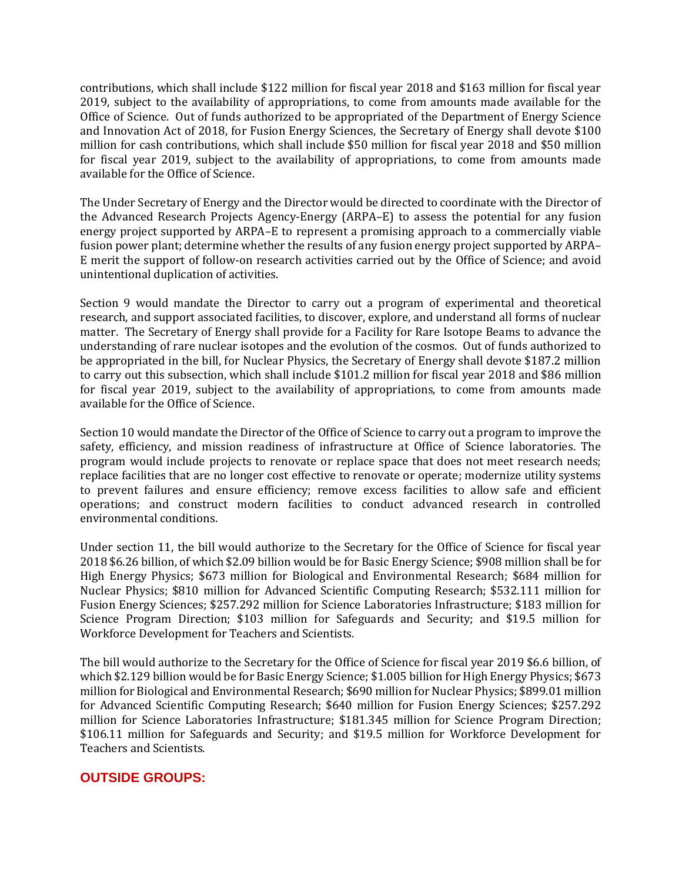contributions, which shall include $122 million for fiscal year 2018 and $163 million for fiscal year 2019, subject to the availability of appropriations, to come from amounts made available for the Office of Science. Out of funds authorized to be appropriated of the Department of Energy Science and Innovation Act of 2018, for Fusion Energy Sciences, the Secretary of Energy shall devote $100 million for cash contributions, which shall include $50 million for fiscal year 2018 and $50 million for fiscal year 2019, subject to the availability of appropriations, to come from amounts made available for the Office of Science.

The Under Secretary of Energy and the Director would be directed to coordinate with the Director of the Advanced Research Projects Agency-Energy (ARPA–E) to assess the potential for any fusion energy project supported by ARPA–E to represent a promising approach to a commercially viable fusion power plant; determine whether the results of any fusion energy project supported by ARPA–E merit the support of follow-on research activities carried out by the Office of Science; and avoid unintentional duplication of activities.

Section 9 would mandate the Director to carry out a program of experimental and theoretical research, and support associated facilities, to discover, explore, and understand all forms of nuclear matter. The Secretary of Energy shall provide for a Facility for Rare Isotope Beams to advance the understanding of rare nuclear isotopes and the evolution of the cosmos. Out of funds authorized to be appropriated in the bill, for Nuclear Physics, the Secretary of Energy shall devote $187.2 million to carry out this subsection, which shall include $101.2 million for fiscal year 2018 and $86 million for fiscal year 2019, subject to the availability of appropriations, to come from amounts made available for the Office of Science.

Section 10 would mandate the Director of the Office of Science to carry out a program to improve the safety, efficiency, and mission readiness of infrastructure at Office of Science laboratories. The program would include projects to renovate or replace space that does not meet research needs; replace facilities that are no longer cost effective to renovate or operate; modernize utility systems to prevent failures and ensure efficiency; remove excess facilities to allow safe and efficient operations; and construct modern facilities to conduct advanced research in controlled environmental conditions.

Under section 11, the bill would authorize to the Secretary for the Office of Science for fiscal year 2018 $6.26 billion, of which $2.09 billion would be for Basic Energy Science; $908 million shall be for High Energy Physics; $673 million for Biological and Environmental Research; $684 million for Nuclear Physics; $810 million for Advanced Scientific Computing Research; $532.111 million for Fusion Energy Sciences; $257.292 million for Science Laboratories Infrastructure; $183 million for Science Program Direction; $103 million for Safeguards and Security; and $19.5 million for Workforce Development for Teachers and Scientists.

The bill would authorize to the Secretary for the Office of Science for fiscal year 2019 $6.6 billion, of which $2.129 billion would be for Basic Energy Science; $1.005 billion for High Energy Physics; $673 million for Biological and Environmental Research; $690 million for Nuclear Physics; $899.01 million for Advanced Scientific Computing Research; $640 million for Fusion Energy Sciences; $257.292 million for Science Laboratories Infrastructure; $181.345 million for Science Program Direction; $106.11 million for Safeguards and Security; and $19.5 million for Workforce Development for Teachers and Scientists.

## OUTSIDE GROUPS: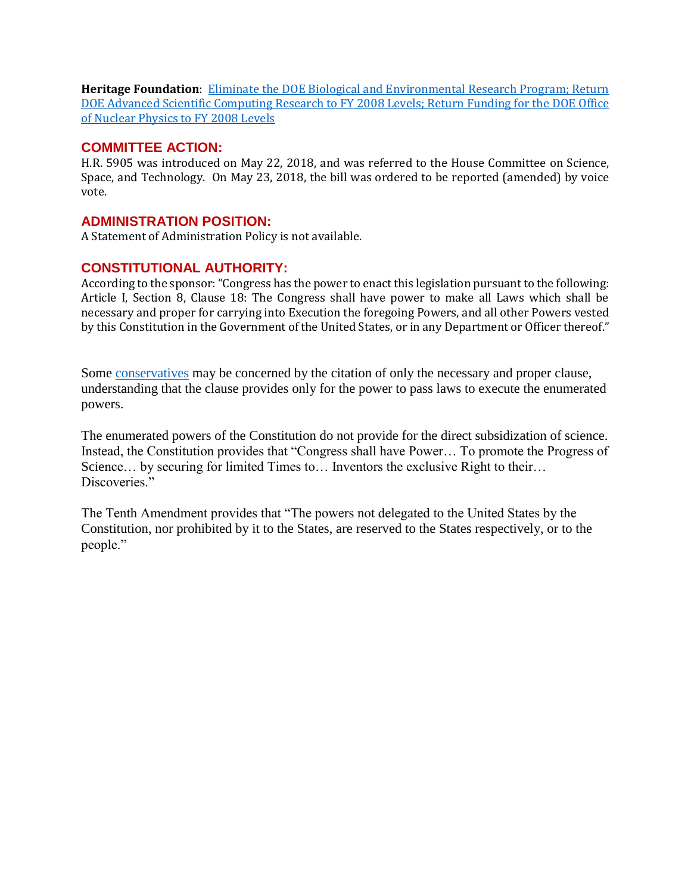**Heritage Foundation**: Eliminate the DOE Biological and Environmental Research Program; Return DOE Advanced Scientific Computing Research to FY 2008 Levels; Return Funding for the DOE Office of Nuclear Physics to FY 2008 Levels

## COMMITTEE ACTION:

H.R. 5905 was introduced on May 22, 2018, and was referred to the House Committee on Science, Space, and Technology. On May 23, 2018, the bill was ordered to be reported (amended) by voice vote.

## ADMINISTRATION POSITION:

A Statement of Administration Policy is not available.

## CONSTITUTIONAL AUTHORITY:

According to the sponsor: "Congress has the power to enact this legislation pursuant to the following: Article I, Section 8, Clause 18: The Congress shall have power to make all Laws which shall be necessary and proper for carrying into Execution the foregoing Powers, and all other Powers vested by this Constitution in the Government of the United States, or in any Department or Officer thereof."

Some conservatives may be concerned by the citation of only the necessary and proper clause, understanding that the clause provides only for the power to pass laws to execute the enumerated powers.

The enumerated powers of the Constitution do not provide for the direct subsidization of science. Instead, the Constitution provides that "Congress shall have Power… To promote the Progress of Science… by securing for limited Times to… Inventors the exclusive Right to their… Discoveries."

The Tenth Amendment provides that "The powers not delegated to the United States by the Constitution, nor prohibited by it to the States, are reserved to the States respectively, or to the people."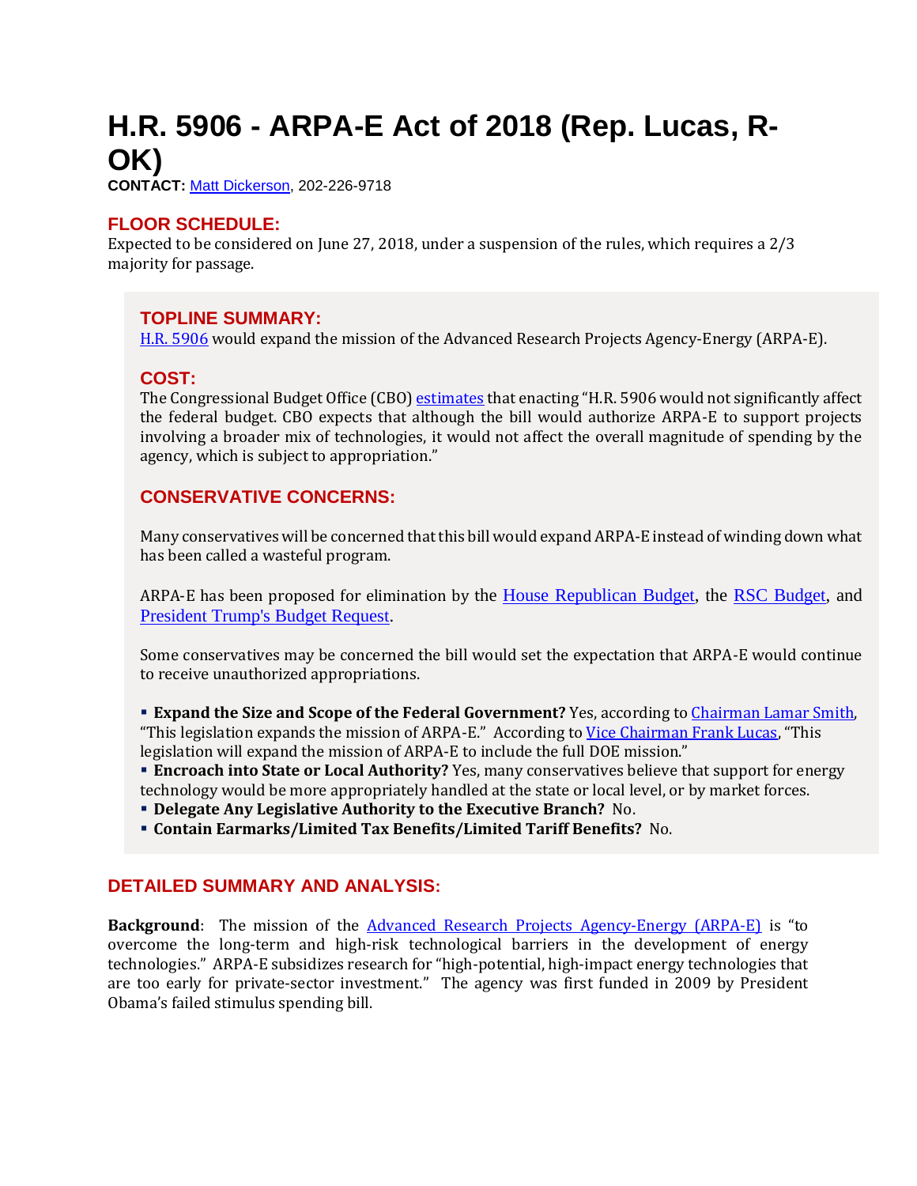# H.R. 5906 - ARPA-E Act of 2018 (Rep. Lucas, R-OK)

**CONTACT:** Matt Dickerson, 202-226-9718

## FLOOR SCHEDULE:

Expected to be considered on June 27, 2018, under a suspension of the rules, which requires a 2/3 majority for passage.

## TOPLINE SUMMARY:

H.R. 5906 would expand the mission of the Advanced Research Projects Agency-Energy (ARPA-E).

## COST:

The Congressional Budget Office (CBO) estimates that enacting "H.R. 5906 would not significantly affect the federal budget. CBO expects that although the bill would authorize ARPA-E to support projects involving a broader mix of technologies, it would not affect the overall magnitude of spending by the agency, which is subject to appropriation."

## CONSERVATIVE CONCERNS:

Many conservatives will be concerned that this bill would expand ARPA-E instead of winding down what has been called a wasteful program.

ARPA-E has been proposed for elimination by the House Republican Budget, the RSC Budget, and President Trump's Budget Request.

Some conservatives may be concerned the bill would set the expectation that ARPA-E would continue to receive unauthorized appropriations.

- **Expand the Size and Scope of the Federal Government?** Yes, according to Chairman Lamar Smith, "This legislation expands the mission of ARPA-E." According to Vice Chairman Frank Lucas, "This legislation will expand the mission of ARPA-E to include the full DOE mission."
- **Encroach into State or Local Authority?** Yes, many conservatives believe that support for energy technology would be more appropriately handled at the state or local level, or by market forces.
- **Delegate Any Legislative Authority to the Executive Branch?** No.
- **Contain Earmarks/Limited Tax Benefits/Limited Tariff Benefits?** No.

## DETAILED SUMMARY AND ANALYSIS:

**Background**: The mission of the Advanced Research Projects Agency-Energy (ARPA-E) is "to overcome the long-term and high-risk technological barriers in the development of energy technologies." ARPA-E subsidizes research for "high-potential, high-impact energy technologies that are too early for private-sector investment." The agency was first funded in 2009 by President Obama's failed stimulus spending bill.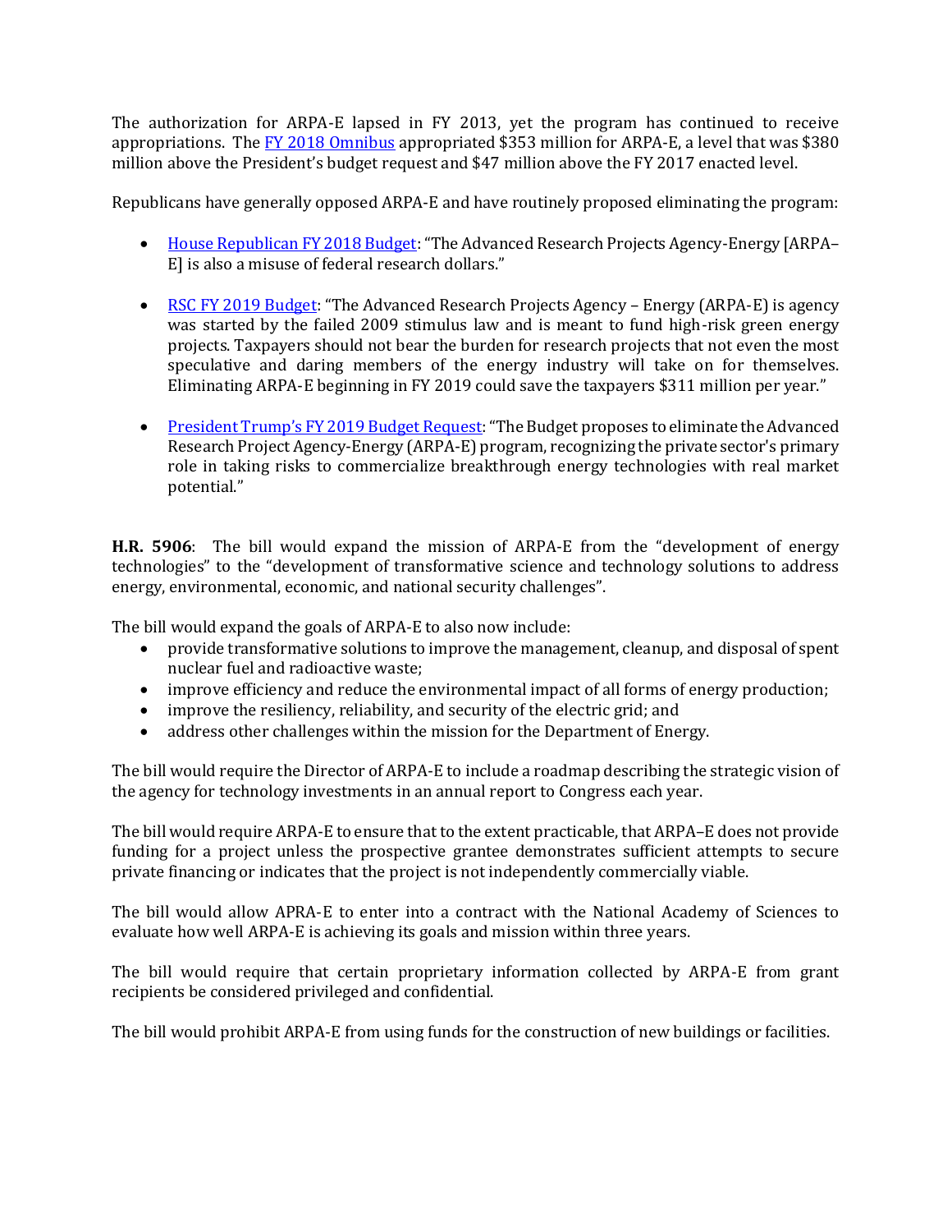The authorization for ARPA-E lapsed in FY 2013, yet the program has continued to receive appropriations. The FY 2018 Omnibus appropriated $353 million for ARPA-E, a level that was $380 million above the President's budget request and $47 million above the FY 2017 enacted level.

Republicans have generally opposed ARPA-E and have routinely proposed eliminating the program:

- House Republican FY 2018 Budget: "The Advanced Research Projects Agency-Energy [ARPA–E] is also a misuse of federal research dollars."
- RSC FY 2019 Budget: "The Advanced Research Projects Agency – Energy (ARPA-E) is agency was started by the failed 2009 stimulus law and is meant to fund high-risk green energy projects. Taxpayers should not bear the burden for research projects that not even the most speculative and daring members of the energy industry will take on for themselves. Eliminating ARPA-E beginning in FY 2019 could save the taxpayers $311 million per year."
- President Trump's FY 2019 Budget Request: "The Budget proposes to eliminate the Advanced Research Project Agency-Energy (ARPA-E) program, recognizing the private sector's primary role in taking risks to commercialize breakthrough energy technologies with real market potential."

**H.R. 5906**: The bill would expand the mission of ARPA-E from the "development of energy technologies" to the "development of transformative science and technology solutions to address energy, environmental, economic, and national security challenges".

The bill would expand the goals of ARPA-E to also now include:

- provide transformative solutions to improve the management, cleanup, and disposal of spent nuclear fuel and radioactive waste;
- improve efficiency and reduce the environmental impact of all forms of energy production;
- improve the resiliency, reliability, and security of the electric grid; and
- address other challenges within the mission for the Department of Energy.

The bill would require the Director of ARPA-E to include a roadmap describing the strategic vision of the agency for technology investments in an annual report to Congress each year.

The bill would require ARPA-E to ensure that to the extent practicable, that ARPA–E does not provide funding for a project unless the prospective grantee demonstrates sufficient attempts to secure private financing or indicates that the project is not independently commercially viable.

The bill would allow APRA-E to enter into a contract with the National Academy of Sciences to evaluate how well ARPA-E is achieving its goals and mission within three years.

The bill would require that certain proprietary information collected by ARPA-E from grant recipients be considered privileged and confidential.

The bill would prohibit ARPA-E from using funds for the construction of new buildings or facilities.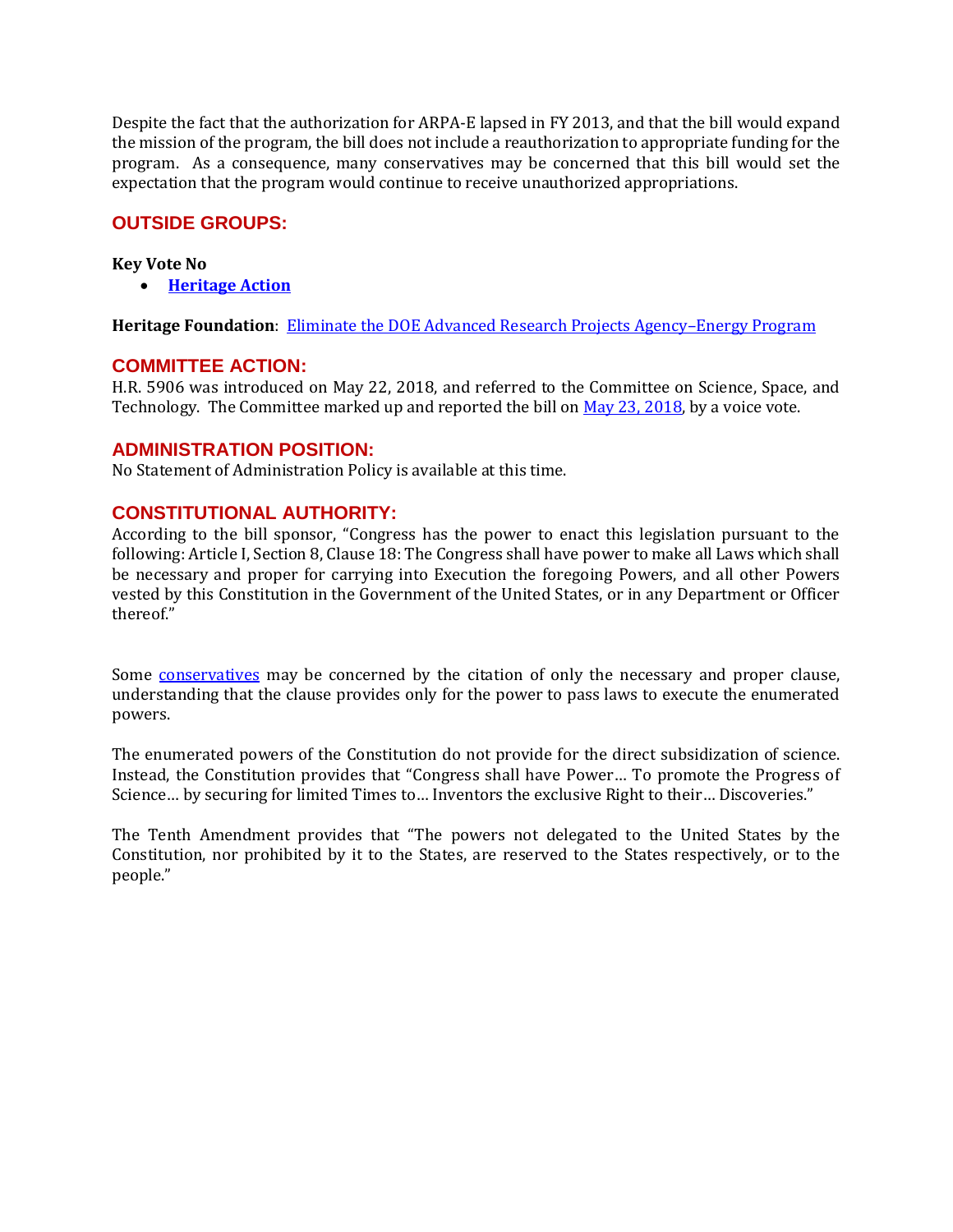Despite the fact that the authorization for ARPA-E lapsed in FY 2013, and that the bill would expand the mission of the program, the bill does not include a reauthorization to appropriate funding for the program. As a consequence, many conservatives may be concerned that this bill would set the expectation that the program would continue to receive unauthorized appropriations.

## OUTSIDE GROUPS:

**Key Vote No**

- **Heritage Action**

**Heritage Foundation**: Eliminate the DOE Advanced Research Projects Agency–Energy Program

## COMMITTEE ACTION:

H.R. 5906 was introduced on May 22, 2018, and referred to the Committee on Science, Space, and Technology. The Committee marked up and reported the bill on May 23, 2018, by a voice vote.

## ADMINISTRATION POSITION:

No Statement of Administration Policy is available at this time.

## CONSTITUTIONAL AUTHORITY:

According to the bill sponsor, "Congress has the power to enact this legislation pursuant to the following: Article I, Section 8, Clause 18: The Congress shall have power to make all Laws which shall be necessary and proper for carrying into Execution the foregoing Powers, and all other Powers vested by this Constitution in the Government of the United States, or in any Department or Officer thereof."

Some conservatives may be concerned by the citation of only the necessary and proper clause, understanding that the clause provides only for the power to pass laws to execute the enumerated powers.

The enumerated powers of the Constitution do not provide for the direct subsidization of science. Instead, the Constitution provides that "Congress shall have Power… To promote the Progress of Science… by securing for limited Times to… Inventors the exclusive Right to their… Discoveries."

The Tenth Amendment provides that "The powers not delegated to the United States by the Constitution, nor prohibited by it to the States, are reserved to the States respectively, or to the people."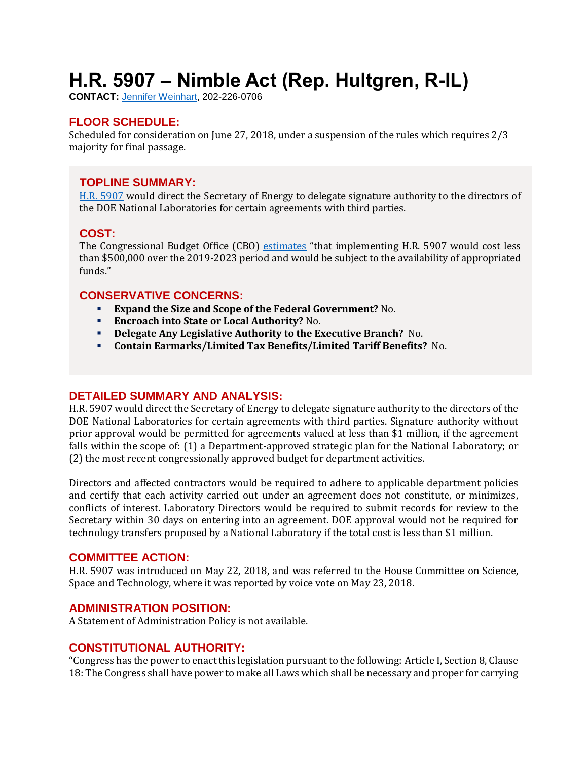# H.R. 5907 – Nimble Act (Rep. Hultgren, R-IL)

**CONTACT:** Jennifer Weinhart, 202-226-0706

## FLOOR SCHEDULE:

Scheduled for consideration on June 27, 2018, under a suspension of the rules which requires 2/3 majority for final passage.

## TOPLINE SUMMARY:

H.R. 5907 would direct the Secretary of Energy to delegate signature authority to the directors of the DOE National Laboratories for certain agreements with third parties.

## COST:

The Congressional Budget Office (CBO) estimates "that implementing H.R. 5907 would cost less than $500,000 over the 2019-2023 period and would be subject to the availability of appropriated funds."

## CONSERVATIVE CONCERNS:

- **Expand the Size and Scope of the Federal Government?** No.
- **Encroach into State or Local Authority?** No.
- **Delegate Any Legislative Authority to the Executive Branch?** No.
- **Contain Earmarks/Limited Tax Benefits/Limited Tariff Benefits?** No.

## DETAILED SUMMARY AND ANALYSIS:

H.R. 5907 would direct the Secretary of Energy to delegate signature authority to the directors of the DOE National Laboratories for certain agreements with third parties. Signature authority without prior approval would be permitted for agreements valued at less than $1 million, if the agreement falls within the scope of: (1) a Department-approved strategic plan for the National Laboratory; or (2) the most recent congressionally approved budget for department activities.

Directors and affected contractors would be required to adhere to applicable department policies and certify that each activity carried out under an agreement does not constitute, or minimizes, conflicts of interest. Laboratory Directors would be required to submit records for review to the Secretary within 30 days on entering into an agreement. DOE approval would not be required for technology transfers proposed by a National Laboratory if the total cost is less than $1 million.

## COMMITTEE ACTION:

H.R. 5907 was introduced on May 22, 2018, and was referred to the House Committee on Science, Space and Technology, where it was reported by voice vote on May 23, 2018.

## ADMINISTRATION POSITION:

A Statement of Administration Policy is not available.

## CONSTITUTIONAL AUTHORITY:

"Congress has the power to enact this legislation pursuant to the following: Article I, Section 8, Clause 18: The Congress shall have power to make all Laws which shall be necessary and proper for carrying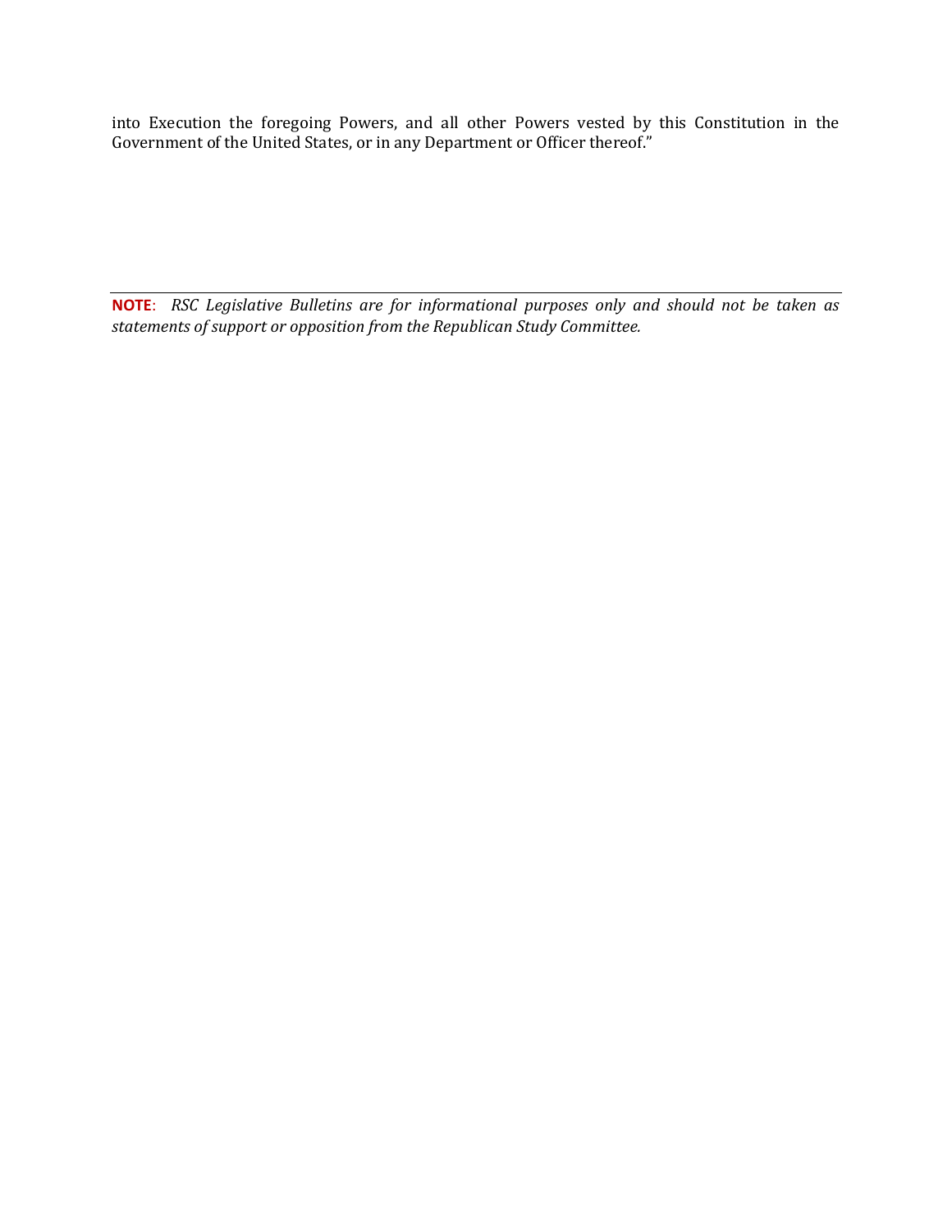into Execution the foregoing Powers, and all other Powers vested by this Constitution in the Government of the United States, or in any Department or Officer thereof."

---

**NOTE**: *RSC Legislative Bulletins are for informational purposes only and should not be taken as statements of support or opposition from the Republican Study Committee.*